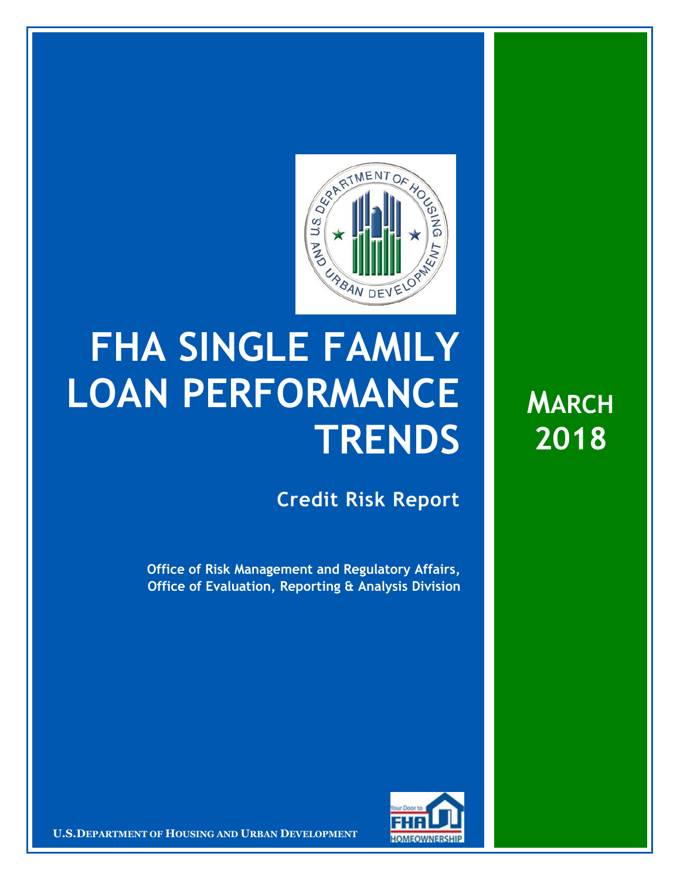# FHA SINGLE FAMILY LOAN PERFORMANCE TRENDS

## Credit Risk Report

**Office of Risk Management and Regulatory Affairs, Office of Evaluation, Reporting & Analysis Division**

**MARCH 2018**

U.S. DEPARTMENT OF HOUSING AND URBAN DEVELOPMENT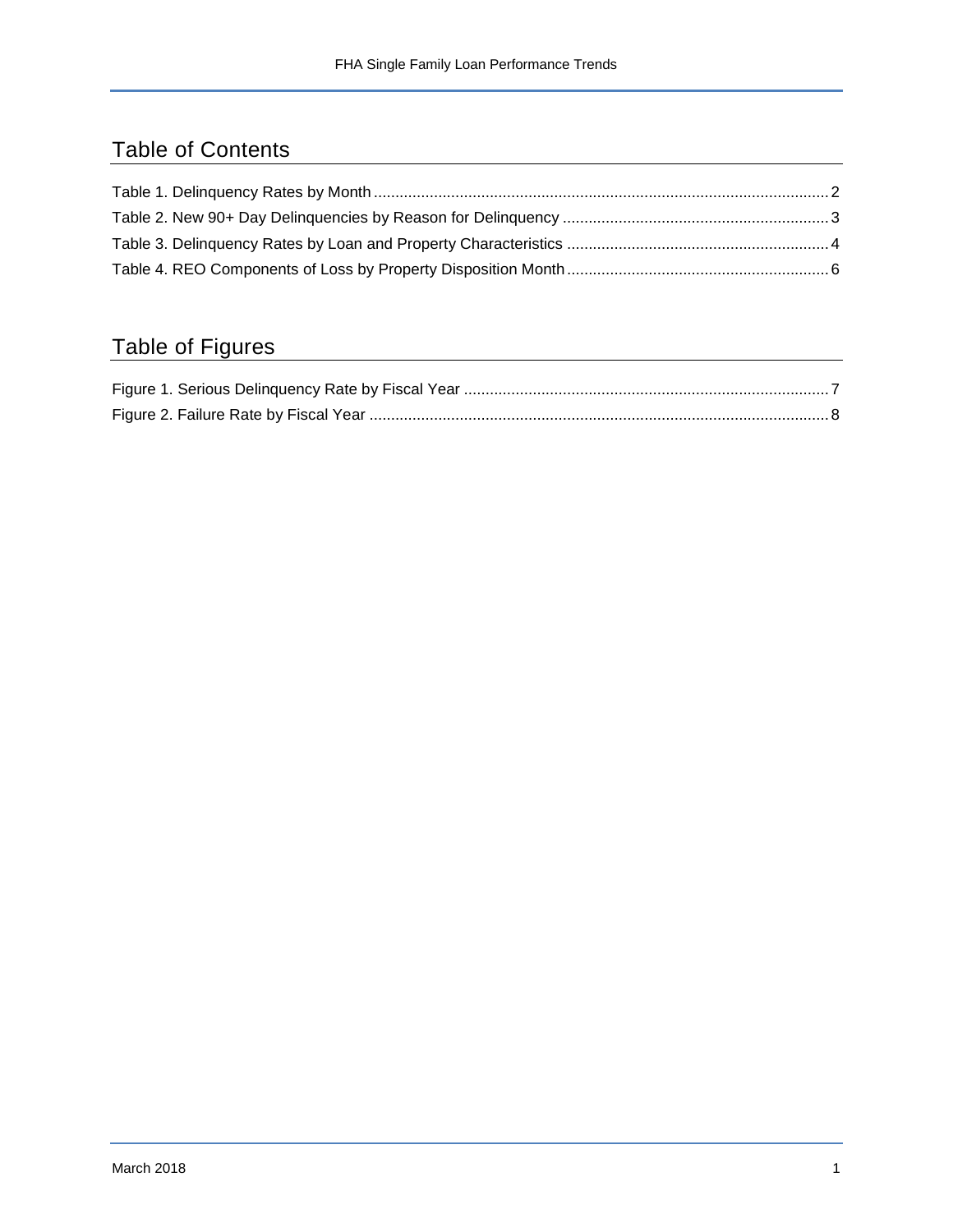## Table of Contents

Table 1. Delinquency Rates by Month ........................................................................................................ 2
Table 2. New 90+ Day Delinquencies by Reason for Delinquency ........................................................... 3
Table 3. Delinquency Rates by Loan and Property Characteristics .......................................................... 4
Table 4. REO Components of Loss by Property Disposition Month .......................................................... 6

## Table of Figures

Figure 1. Serious Delinquency Rate by Fiscal Year .................................................................................. 7
Figure 2. Failure Rate by Fiscal Year ........................................................................................................ 8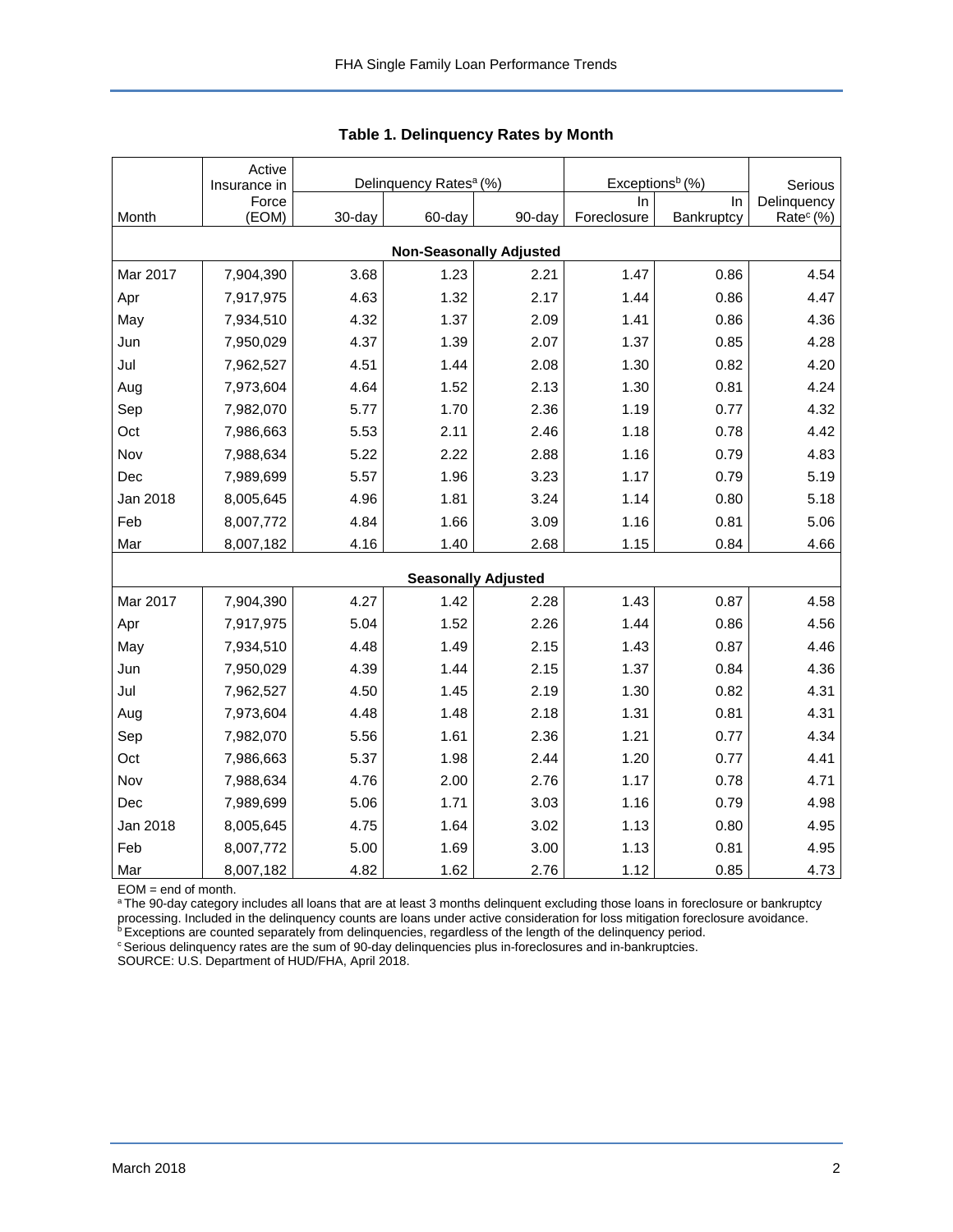## Table 1. Delinquency Rates by Month

| Month | Active Insurance in Force (EOM) | Delinquency Rates[a] (%) | | | Exceptions[b] (%) | | Serious Delinquency Rate[c] (%) |
|---|---|---|---|---|---|---|---|
| | | 30-day | 60-day | 90-day | In Foreclosure | In Bankruptcy | |
| **Non-Seasonally Adjusted** | | | | | | | |
| Mar 2017 | 7,904,390 | 3.68 | 1.23 | 2.21 | 1.47 | 0.86 | 4.54 |
| Apr | 7,917,975 | 4.63 | 1.32 | 2.17 | 1.44 | 0.86 | 4.47 |
| May | 7,934,510 | 4.32 | 1.37 | 2.09 | 1.41 | 0.86 | 4.36 |
| Jun | 7,950,029 | 4.37 | 1.39 | 2.07 | 1.37 | 0.85 | 4.28 |
| Jul | 7,962,527 | 4.51 | 1.44 | 2.08 | 1.30 | 0.82 | 4.20 |
| Aug | 7,973,604 | 4.64 | 1.52 | 2.13 | 1.30 | 0.81 | 4.24 |
| Sep | 7,982,070 | 5.77 | 1.70 | 2.36 | 1.19 | 0.77 | 4.32 |
| Oct | 7,986,663 | 5.53 | 2.11 | 2.46 | 1.18 | 0.78 | 4.42 |
| Nov | 7,988,634 | 5.22 | 2.22 | 2.88 | 1.16 | 0.79 | 4.83 |
| Dec | 7,989,699 | 5.57 | 1.96 | 3.23 | 1.17 | 0.79 | 5.19 |
| Jan 2018 | 8,005,645 | 4.96 | 1.81 | 3.24 | 1.14 | 0.80 | 5.18 |
| Feb | 8,007,772 | 4.84 | 1.66 | 3.09 | 1.16 | 0.81 | 5.06 |
| Mar | 8,007,182 | 4.16 | 1.40 | 2.68 | 1.15 | 0.84 | 4.66 |
| **Seasonally Adjusted** | | | | | | | |
| Mar 2017 | 7,904,390 | 4.27 | 1.42 | 2.28 | 1.43 | 0.87 | 4.58 |
| Apr | 7,917,975 | 5.04 | 1.52 | 2.26 | 1.44 | 0.86 | 4.56 |
| May | 7,934,510 | 4.48 | 1.49 | 2.15 | 1.43 | 0.87 | 4.46 |
| Jun | 7,950,029 | 4.39 | 1.44 | 2.15 | 1.37 | 0.84 | 4.36 |
| Jul | 7,962,527 | 4.50 | 1.45 | 2.19 | 1.30 | 0.82 | 4.31 |
| Aug | 7,973,604 | 4.48 | 1.48 | 2.18 | 1.31 | 0.81 | 4.31 |
| Sep | 7,982,070 | 5.56 | 1.61 | 2.36 | 1.21 | 0.77 | 4.34 |
| Oct | 7,986,663 | 5.37 | 1.98 | 2.44 | 1.20 | 0.77 | 4.41 |
| Nov | 7,988,634 | 4.76 | 2.00 | 2.76 | 1.17 | 0.78 | 4.71 |
| Dec | 7,989,699 | 5.06 | 1.71 | 3.03 | 1.16 | 0.79 | 4.98 |
| Jan 2018 | 8,005,645 | 4.75 | 1.64 | 3.02 | 1.13 | 0.80 | 4.95 |
| Feb | 8,007,772 | 5.00 | 1.69 | 3.00 | 1.13 | 0.81 | 4.95 |
| Mar | 8,007,182 | 4.82 | 1.62 | 2.76 | 1.12 | 0.85 | 4.73 |

EOM = end of month.

[a] The 90-day category includes all loans that are at least 3 months delinquent excluding those loans in foreclosure or bankruptcy processing. Included in the delinquency counts are loans under active consideration for loss mitigation foreclosure avoidance.

[b] Exceptions are counted separately from delinquencies, regardless of the length of the delinquency period.

[c] Serious delinquency rates are the sum of 90-day delinquencies plus in-foreclosures and in-bankruptcies.

SOURCE: U.S. Department of HUD/FHA, April 2018.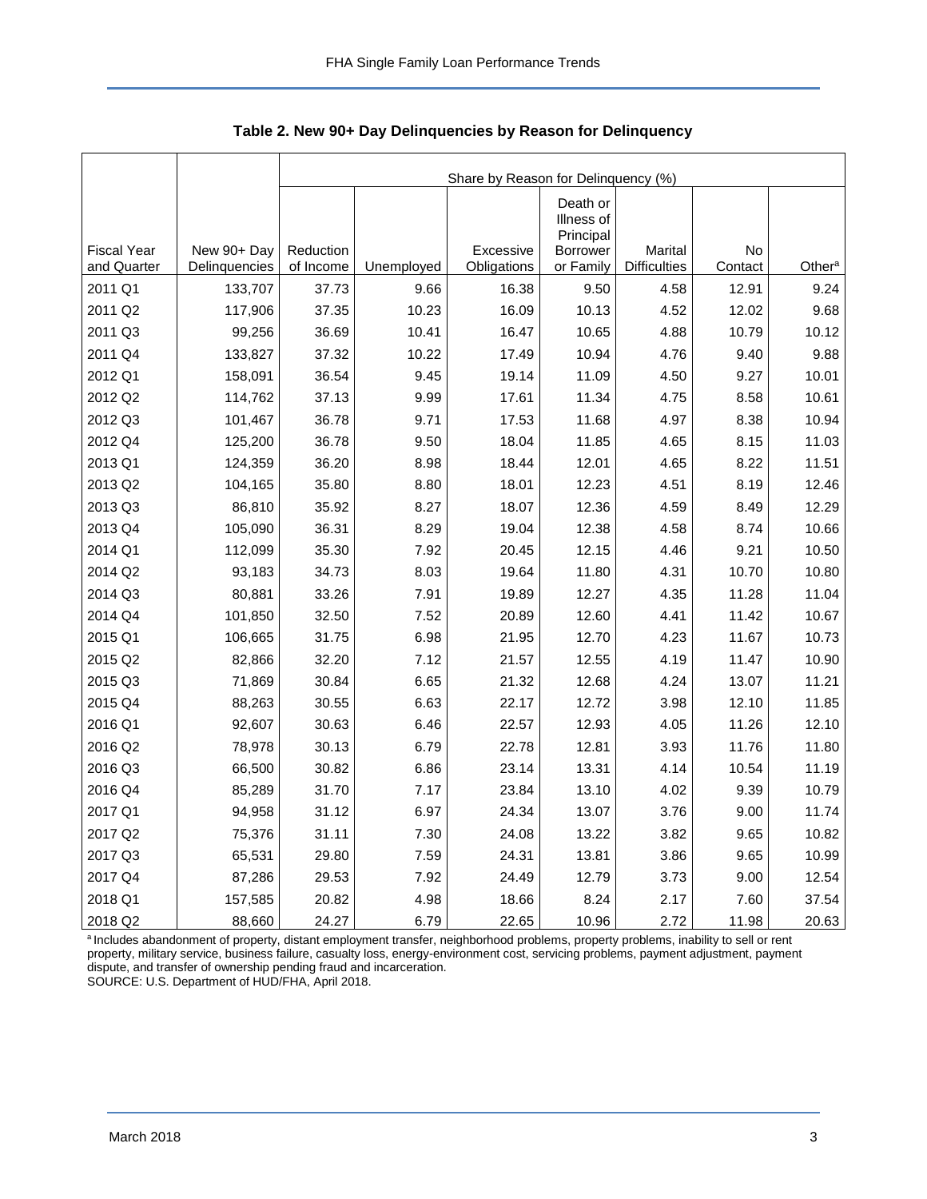**Table 2. New 90+ Day Delinquencies by Reason for Delinquency**

| | | Share by Reason for Delinquency (%) | | | | | | |
|---|---|---|---|---|---|---|---|---|
| Fiscal Year and Quarter | New 90+ Day Delinquencies | Reduction of Income | Unemployed | Excessive Obligations | Death or Illness of Principal Borrower or Family | Marital Difficulties | No Contact | Other[a] |
| 2011 Q1 | 133,707 | 37.73 | 9.66 | 16.38 | 9.50 | 4.58 | 12.91 | 9.24 |
| 2011 Q2 | 117,906 | 37.35 | 10.23 | 16.09 | 10.13 | 4.52 | 12.02 | 9.68 |
| 2011 Q3 | 99,256 | 36.69 | 10.41 | 16.47 | 10.65 | 4.88 | 10.79 | 10.12 |
| 2011 Q4 | 133,827 | 37.32 | 10.22 | 17.49 | 10.94 | 4.76 | 9.40 | 9.88 |
| 2012 Q1 | 158,091 | 36.54 | 9.45 | 19.14 | 11.09 | 4.50 | 9.27 | 10.01 |
| 2012 Q2 | 114,762 | 37.13 | 9.99 | 17.61 | 11.34 | 4.75 | 8.58 | 10.61 |
| 2012 Q3 | 101,467 | 36.78 | 9.71 | 17.53 | 11.68 | 4.97 | 8.38 | 10.94 |
| 2012 Q4 | 125,200 | 36.78 | 9.50 | 18.04 | 11.85 | 4.65 | 8.15 | 11.03 |
| 2013 Q1 | 124,359 | 36.20 | 8.98 | 18.44 | 12.01 | 4.65 | 8.22 | 11.51 |
| 2013 Q2 | 104,165 | 35.80 | 8.80 | 18.01 | 12.23 | 4.51 | 8.19 | 12.46 |
| 2013 Q3 | 86,810 | 35.92 | 8.27 | 18.07 | 12.36 | 4.59 | 8.49 | 12.29 |
| 2013 Q4 | 105,090 | 36.31 | 8.29 | 19.04 | 12.38 | 4.58 | 8.74 | 10.66 |
| 2014 Q1 | 112,099 | 35.30 | 7.92 | 20.45 | 12.15 | 4.46 | 9.21 | 10.50 |
| 2014 Q2 | 93,183 | 34.73 | 8.03 | 19.64 | 11.80 | 4.31 | 10.70 | 10.80 |
| 2014 Q3 | 80,881 | 33.26 | 7.91 | 19.89 | 12.27 | 4.35 | 11.28 | 11.04 |
| 2014 Q4 | 101,850 | 32.50 | 7.52 | 20.89 | 12.60 | 4.41 | 11.42 | 10.67 |
| 2015 Q1 | 106,665 | 31.75 | 6.98 | 21.95 | 12.70 | 4.23 | 11.67 | 10.73 |
| 2015 Q2 | 82,866 | 32.20 | 7.12 | 21.57 | 12.55 | 4.19 | 11.47 | 10.90 |
| 2015 Q3 | 71,869 | 30.84 | 6.65 | 21.32 | 12.68 | 4.24 | 13.07 | 11.21 |
| 2015 Q4 | 88,263 | 30.55 | 6.63 | 22.17 | 12.72 | 3.98 | 12.10 | 11.85 |
| 2016 Q1 | 92,607 | 30.63 | 6.46 | 22.57 | 12.93 | 4.05 | 11.26 | 12.10 |
| 2016 Q2 | 78,978 | 30.13 | 6.79 | 22.78 | 12.81 | 3.93 | 11.76 | 11.80 |
| 2016 Q3 | 66,500 | 30.82 | 6.86 | 23.14 | 13.31 | 4.14 | 10.54 | 11.19 |
| 2016 Q4 | 85,289 | 31.70 | 7.17 | 23.84 | 13.10 | 4.02 | 9.39 | 10.79 |
| 2017 Q1 | 94,958 | 31.12 | 6.97 | 24.34 | 13.07 | 3.76 | 9.00 | 11.74 |
| 2017 Q2 | 75,376 | 31.11 | 7.30 | 24.08 | 13.22 | 3.82 | 9.65 | 10.82 |
| 2017 Q3 | 65,531 | 29.80 | 7.59 | 24.31 | 13.81 | 3.86 | 9.65 | 10.99 |
| 2017 Q4 | 87,286 | 29.53 | 7.92 | 24.49 | 12.79 | 3.73 | 9.00 | 12.54 |
| 2018 Q1 | 157,585 | 20.82 | 4.98 | 18.66 | 8.24 | 2.17 | 7.60 | 37.54 |
| 2018 Q2 | 88,660 | 24.27 | 6.79 | 22.65 | 10.96 | 2.72 | 11.98 | 20.63 |

[a] Includes abandonment of property, distant employment transfer, neighborhood problems, property problems, inability to sell or rent property, military service, business failure, casualty loss, energy-environment cost, servicing problems, payment adjustment, payment dispute, and transfer of ownership pending fraud and incarceration.

SOURCE: U.S. Department of HUD/FHA, April 2018.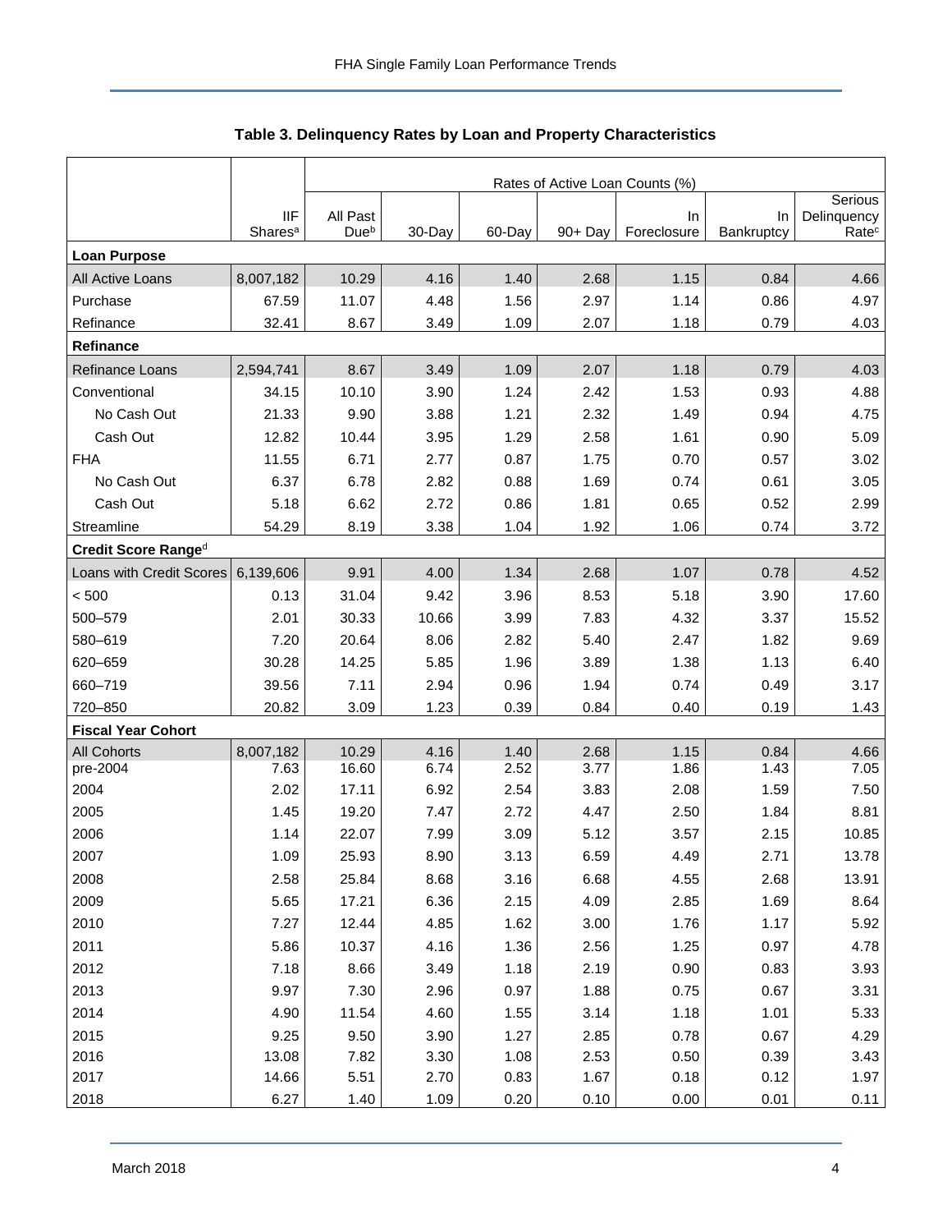**Table 3. Delinquency Rates by Loan and Property Characteristics**

| | | Rates of Active Loan Counts (%) | | | | | | |
|---|---|---|---|---|---|---|---|---|
| | IIF Shares[a] | All Past Due[b] | 30-Day | 60-Day | 90+ Day | In Foreclosure | In Bankruptcy | Serious Delinquency Rate[c] |
| **Loan Purpose** | | | | | | | | |
| All Active Loans | 8,007,182 | 10.29 | 4.16 | 1.40 | 2.68 | 1.15 | 0.84 | 4.66 |
| Purchase | 67.59 | 11.07 | 4.48 | 1.56 | 2.97 | 1.14 | 0.86 | 4.97 |
| Refinance | 32.41 | 8.67 | 3.49 | 1.09 | 2.07 | 1.18 | 0.79 | 4.03 |
| **Refinance** | | | | | | | | |
| Refinance Loans | 2,594,741 | 8.67 | 3.49 | 1.09 | 2.07 | 1.18 | 0.79 | 4.03 |
| Conventional | 34.15 | 10.10 | 3.90 | 1.24 | 2.42 | 1.53 | 0.93 | 4.88 |
| No Cash Out | 21.33 | 9.90 | 3.88 | 1.21 | 2.32 | 1.49 | 0.94 | 4.75 |
| Cash Out | 12.82 | 10.44 | 3.95 | 1.29 | 2.58 | 1.61 | 0.90 | 5.09 |
| FHA | 11.55 | 6.71 | 2.77 | 0.87 | 1.75 | 0.70 | 0.57 | 3.02 |
| No Cash Out | 6.37 | 6.78 | 2.82 | 0.88 | 1.69 | 0.74 | 0.61 | 3.05 |
| Cash Out | 5.18 | 6.62 | 2.72 | 0.86 | 1.81 | 0.65 | 0.52 | 2.99 |
| Streamline | 54.29 | 8.19 | 3.38 | 1.04 | 1.92 | 1.06 | 0.74 | 3.72 |
| **Credit Score Range[d]** | | | | | | | | |
| Loans with Credit Scores | 6,139,606 | 9.91 | 4.00 | 1.34 | 2.68 | 1.07 | 0.78 | 4.52 |
| < 500 | 0.13 | 31.04 | 9.42 | 3.96 | 8.53 | 5.18 | 3.90 | 17.60 |
| 500–579 | 2.01 | 30.33 | 10.66 | 3.99 | 7.83 | 4.32 | 3.37 | 15.52 |
| 580–619 | 7.20 | 20.64 | 8.06 | 2.82 | 5.40 | 2.47 | 1.82 | 9.69 |
| 620–659 | 30.28 | 14.25 | 5.85 | 1.96 | 3.89 | 1.38 | 1.13 | 6.40 |
| 660–719 | 39.56 | 7.11 | 2.94 | 0.96 | 1.94 | 0.74 | 0.49 | 3.17 |
| 720–850 | 20.82 | 3.09 | 1.23 | 0.39 | 0.84 | 0.40 | 0.19 | 1.43 |
| **Fiscal Year Cohort** | | | | | | | | |
| All Cohorts | 8,007,182 | 10.29 | 4.16 | 1.40 | 2.68 | 1.15 | 0.84 | 4.66 |
| pre-2004 | 7.63 | 16.60 | 6.74 | 2.52 | 3.77 | 1.86 | 1.43 | 7.05 |
| 2004 | 2.02 | 17.11 | 6.92 | 2.54 | 3.83 | 2.08 | 1.59 | 7.50 |
| 2005 | 1.45 | 19.20 | 7.47 | 2.72 | 4.47 | 2.50 | 1.84 | 8.81 |
| 2006 | 1.14 | 22.07 | 7.99 | 3.09 | 5.12 | 3.57 | 2.15 | 10.85 |
| 2007 | 1.09 | 25.93 | 8.90 | 3.13 | 6.59 | 4.49 | 2.71 | 13.78 |
| 2008 | 2.58 | 25.84 | 8.68 | 3.16 | 6.68 | 4.55 | 2.68 | 13.91 |
| 2009 | 5.65 | 17.21 | 6.36 | 2.15 | 4.09 | 2.85 | 1.69 | 8.64 |
| 2010 | 7.27 | 12.44 | 4.85 | 1.62 | 3.00 | 1.76 | 1.17 | 5.92 |
| 2011 | 5.86 | 10.37 | 4.16 | 1.36 | 2.56 | 1.25 | 0.97 | 4.78 |
| 2012 | 7.18 | 8.66 | 3.49 | 1.18 | 2.19 | 0.90 | 0.83 | 3.93 |
| 2013 | 9.97 | 7.30 | 2.96 | 0.97 | 1.88 | 0.75 | 0.67 | 3.31 |
| 2014 | 4.90 | 11.54 | 4.60 | 1.55 | 3.14 | 1.18 | 1.01 | 5.33 |
| 2015 | 9.25 | 9.50 | 3.90 | 1.27 | 2.85 | 0.78 | 0.67 | 4.29 |
| 2016 | 13.08 | 7.82 | 3.30 | 1.08 | 2.53 | 0.50 | 0.39 | 3.43 |
| 2017 | 14.66 | 5.51 | 2.70 | 0.83 | 1.67 | 0.18 | 0.12 | 1.97 |
| 2018 | 6.27 | 1.40 | 1.09 | 0.20 | 0.10 | 0.00 | 0.01 | 0.11 |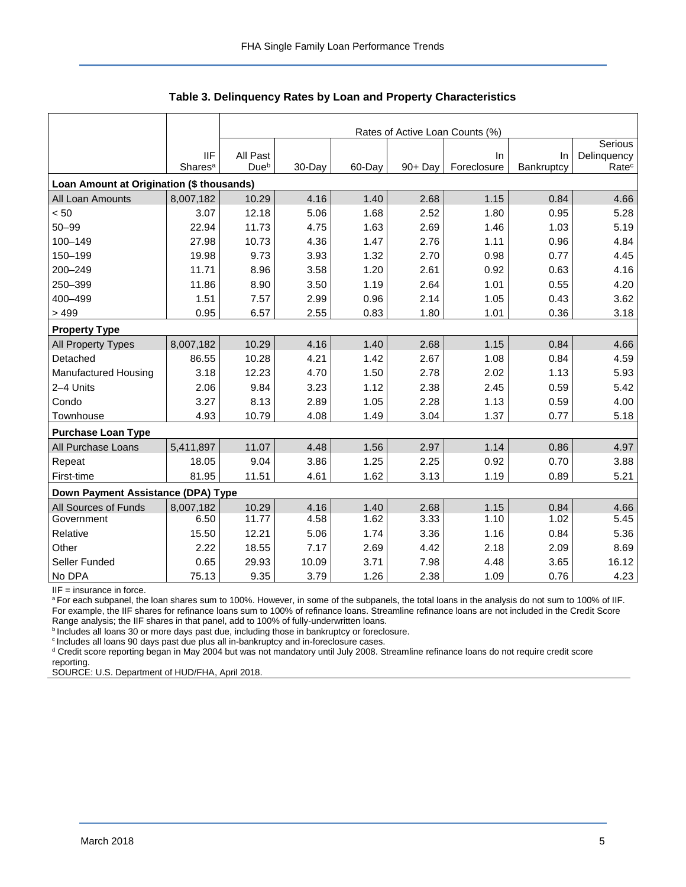### Table 3. Delinquency Rates by Loan and Property Characteristics

| | | Rates of Active Loan Counts (%) | | | | | | |
|---|---|---|---|---|---|---|---|---|
| | IIF Shares[a] | All Past Due[b] | 30-Day | 60-Day | 90+ Day | In Foreclosure | In Bankruptcy | Serious Delinquency Rate[c] |
| **Loan Amount at Origination ($ thousands)** | | | | | | | | |
| All Loan Amounts | 8,007,182 | 10.29 | 4.16 | 1.40 | 2.68 | 1.15 | 0.84 | 4.66 |
| < 50 | 3.07 | 12.18 | 5.06 | 1.68 | 2.52 | 1.80 | 0.95 | 5.28 |
| 50–99 | 22.94 | 11.73 | 4.75 | 1.63 | 2.69 | 1.46 | 1.03 | 5.19 |
| 100–149 | 27.98 | 10.73 | 4.36 | 1.47 | 2.76 | 1.11 | 0.96 | 4.84 |
| 150–199 | 19.98 | 9.73 | 3.93 | 1.32 | 2.70 | 0.98 | 0.77 | 4.45 |
| 200–249 | 11.71 | 8.96 | 3.58 | 1.20 | 2.61 | 0.92 | 0.63 | 4.16 |
| 250–399 | 11.86 | 8.90 | 3.50 | 1.19 | 2.64 | 1.01 | 0.55 | 4.20 |
| 400–499 | 1.51 | 7.57 | 2.99 | 0.96 | 2.14 | 1.05 | 0.43 | 3.62 |
| > 499 | 0.95 | 6.57 | 2.55 | 0.83 | 1.80 | 1.01 | 0.36 | 3.18 |
| **Property Type** | | | | | | | | |
| All Property Types | 8,007,182 | 10.29 | 4.16 | 1.40 | 2.68 | 1.15 | 0.84 | 4.66 |
| Detached | 86.55 | 10.28 | 4.21 | 1.42 | 2.67 | 1.08 | 0.84 | 4.59 |
| Manufactured Housing | 3.18 | 12.23 | 4.70 | 1.50 | 2.78 | 2.02 | 1.13 | 5.93 |
| 2–4 Units | 2.06 | 9.84 | 3.23 | 1.12 | 2.38 | 2.45 | 0.59 | 5.42 |
| Condo | 3.27 | 8.13 | 2.89 | 1.05 | 2.28 | 1.13 | 0.59 | 4.00 |
| Townhouse | 4.93 | 10.79 | 4.08 | 1.49 | 3.04 | 1.37 | 0.77 | 5.18 |
| **Purchase Loan Type** | | | | | | | | |
| All Purchase Loans | 5,411,897 | 11.07 | 4.48 | 1.56 | 2.97 | 1.14 | 0.86 | 4.97 |
| Repeat | 18.05 | 9.04 | 3.86 | 1.25 | 2.25 | 0.92 | 0.70 | 3.88 |
| First-time | 81.95 | 11.51 | 4.61 | 1.62 | 3.13 | 1.19 | 0.89 | 5.21 |
| **Down Payment Assistance (DPA) Type** | | | | | | | | |
| All Sources of Funds | 8,007,182 | 10.29 | 4.16 | 1.40 | 2.68 | 1.15 | 0.84 | 4.66 |
| Government | 6.50 | 11.77 | 4.58 | 1.62 | 3.33 | 1.10 | 1.02 | 5.45 |
| Relative | 15.50 | 12.21 | 5.06 | 1.74 | 3.36 | 1.16 | 0.84 | 5.36 |
| Other | 2.22 | 18.55 | 7.17 | 2.69 | 4.42 | 2.18 | 2.09 | 8.69 |
| Seller Funded | 0.65 | 29.93 | 10.09 | 3.71 | 7.98 | 4.48 | 3.65 | 16.12 |
| No DPA | 75.13 | 9.35 | 3.79 | 1.26 | 2.38 | 1.09 | 0.76 | 4.23 |

IIF = insurance in force.

[a] For each subpanel, the loan shares sum to 100%. However, in some of the subpanels, the total loans in the analysis do not sum to 100% of IIF. For example, the IIF shares for refinance loans sum to 100% of refinance loans. Streamline refinance loans are not included in the Credit Score Range analysis; the IIF shares in that panel, add to 100% of fully-underwritten loans.

[b] Includes all loans 30 or more days past due, including those in bankruptcy or foreclosure.

[c] Includes all loans 90 days past due plus all in-bankruptcy and in-foreclosure cases.

[d] Credit score reporting began in May 2004 but was not mandatory until July 2008. Streamline refinance loans do not require credit score reporting.

SOURCE: U.S. Department of HUD/FHA, April 2018.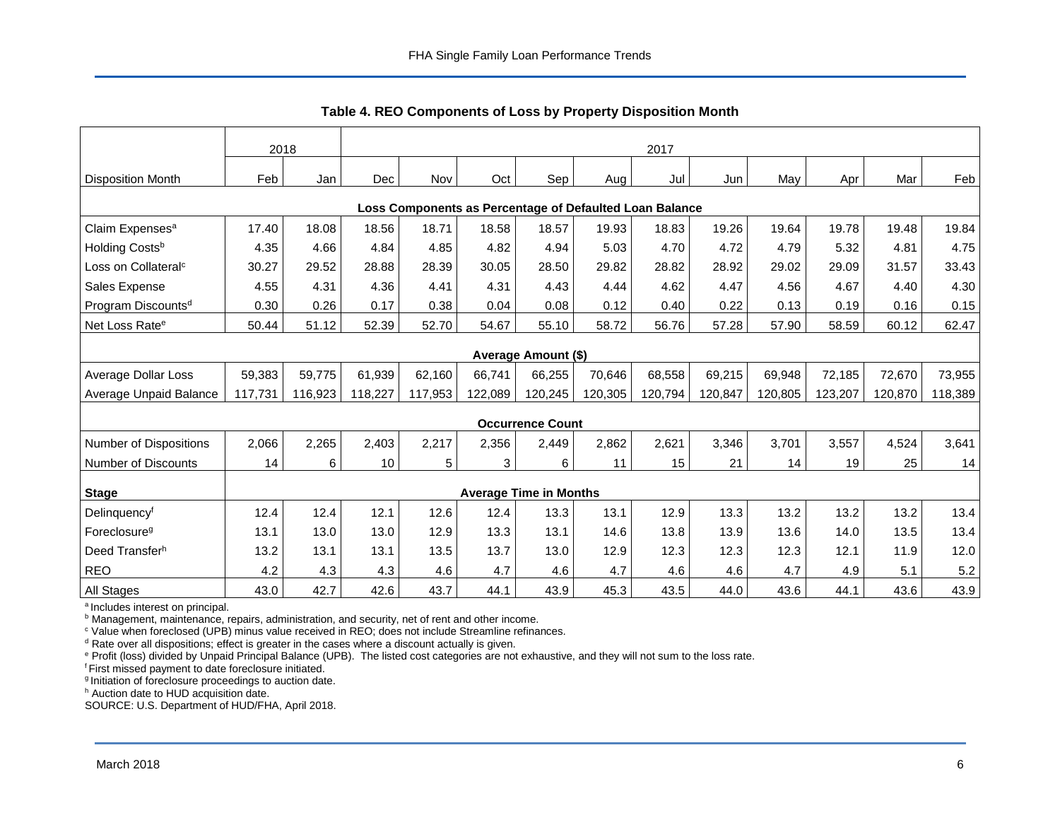## Table 4. REO Components of Loss by Property Disposition Month

| | 2018 | | 2017 | | | | | | | | | | |
|---|---|---|---|---|---|---|---|---|---|---|---|---|---|
| Disposition Month | Feb | Jan | Dec | Nov | Oct | Sep | Aug | Jul | Jun | May | Apr | Mar | Feb |
| **Loss Components as Percentage of Defaulted Loan Balance** | | | | | | | | | | | | | |
| Claim Expenses[a] | 17.40 | 18.08 | 18.56 | 18.71 | 18.58 | 18.57 | 19.93 | 18.83 | 19.26 | 19.64 | 19.78 | 19.48 | 19.84 |
| Holding Costs[b] | 4.35 | 4.66 | 4.84 | 4.85 | 4.82 | 4.94 | 5.03 | 4.70 | 4.72 | 4.79 | 5.32 | 4.81 | 4.75 |
| Loss on Collateral[c] | 30.27 | 29.52 | 28.88 | 28.39 | 30.05 | 28.50 | 29.82 | 28.82 | 28.92 | 29.02 | 29.09 | 31.57 | 33.43 |
| Sales Expense | 4.55 | 4.31 | 4.36 | 4.41 | 4.31 | 4.43 | 4.44 | 4.62 | 4.47 | 4.56 | 4.67 | 4.40 | 4.30 |
| Program Discounts[d] | 0.30 | 0.26 | 0.17 | 0.38 | 0.04 | 0.08 | 0.12 | 0.40 | 0.22 | 0.13 | 0.19 | 0.16 | 0.15 |
| Net Loss Rate[e] | 50.44 | 51.12 | 52.39 | 52.70 | 54.67 | 55.10 | 58.72 | 56.76 | 57.28 | 57.90 | 58.59 | 60.12 | 62.47 |
| **Average Amount ($)** | | | | | | | | | | | | | |
| Average Dollar Loss | 59,383 | 59,775 | 61,939 | 62,160 | 66,741 | 66,255 | 70,646 | 68,558 | 69,215 | 69,948 | 72,185 | 72,670 | 73,955 |
| Average Unpaid Balance | 117,731 | 116,923 | 118,227 | 117,953 | 122,089 | 120,245 | 120,305 | 120,794 | 120,847 | 120,805 | 123,207 | 120,870 | 118,389 |
| **Occurrence Count** | | | | | | | | | | | | | |
| Number of Dispositions | 2,066 | 2,265 | 2,403 | 2,217 | 2,356 | 2,449 | 2,862 | 2,621 | 3,346 | 3,701 | 3,557 | 4,524 | 3,641 |
| Number of Discounts | 14 | 6 | 10 | 5 | 3 | 6 | 11 | 15 | 21 | 14 | 19 | 25 | 14 |
| **Stage** | **Average Time in Months** | | | | | | | | | | | | |
| Delinquency[f] | 12.4 | 12.4 | 12.1 | 12.6 | 12.4 | 13.3 | 13.1 | 12.9 | 13.3 | 13.2 | 13.2 | 13.2 | 13.4 |
| Foreclosure[g] | 13.1 | 13.0 | 13.0 | 12.9 | 13.3 | 13.1 | 14.6 | 13.8 | 13.9 | 13.6 | 14.0 | 13.5 | 13.4 |
| Deed Transfer[h] | 13.2 | 13.1 | 13.1 | 13.5 | 13.7 | 13.0 | 12.9 | 12.3 | 12.3 | 12.3 | 12.1 | 11.9 | 12.0 |
| REO | 4.2 | 4.3 | 4.3 | 4.6 | 4.7 | 4.6 | 4.7 | 4.6 | 4.6 | 4.7 | 4.9 | 5.1 | 5.2 |
| All Stages | 43.0 | 42.7 | 42.6 | 43.7 | 44.1 | 43.9 | 45.3 | 43.5 | 44.0 | 43.6 | 44.1 | 43.6 | 43.9 |

[a] Includes interest on principal.
[b] Management, maintenance, repairs, administration, and security, net of rent and other income.
[c] Value when foreclosed (UPB) minus value received in REO; does not include Streamline refinances.
[d] Rate over all dispositions; effect is greater in the cases where a discount actually is given.
[e] Profit (loss) divided by Unpaid Principal Balance (UPB). The listed cost categories are not exhaustive, and they will not sum to the loss rate.
[f] First missed payment to date foreclosure initiated.
[g] Initiation of foreclosure proceedings to auction date.
[h] Auction date to HUD acquisition date.
SOURCE: U.S. Department of HUD/FHA, April 2018.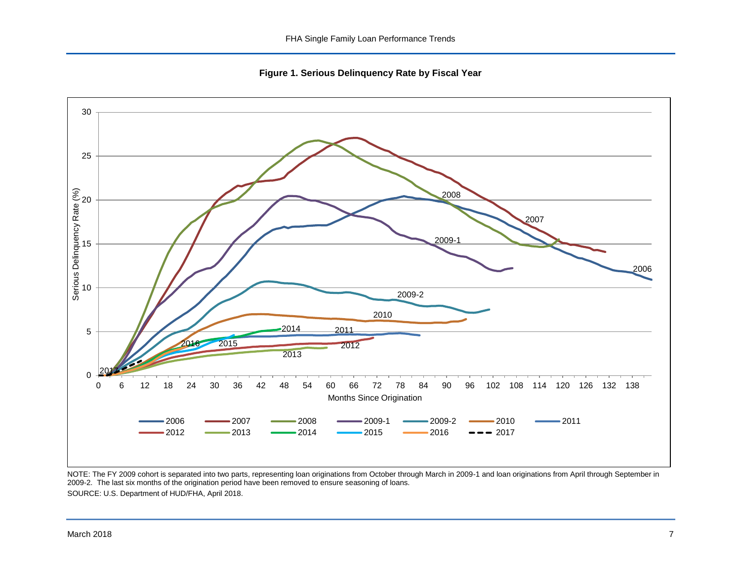**Figure 1. Serious Delinquency Rate by Fiscal Year**

NOTE: The FY 2009 cohort is separated into two parts, representing loan originations from October through March in 2009-1 and loan originations from April through September in 2009-2. The last six months of the origination period have been removed to ensure seasoning of loans.

SOURCE: U.S. Department of HUD/FHA, April 2018.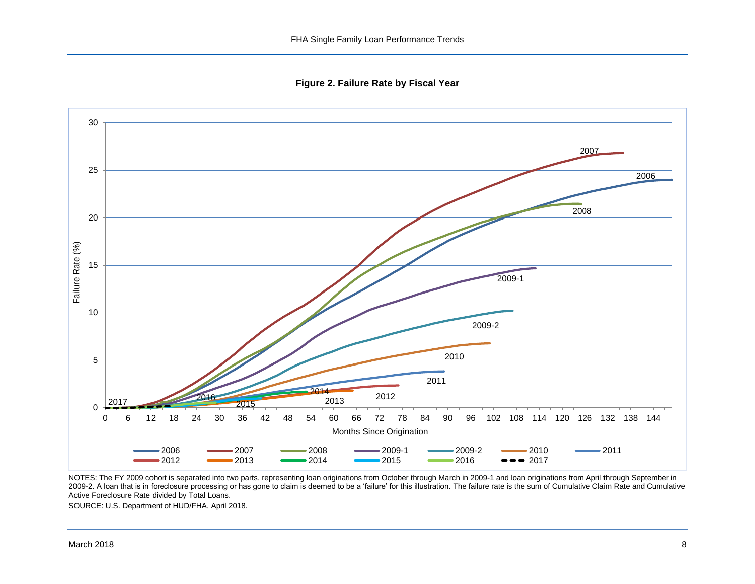**Figure 2. Failure Rate by Fiscal Year**

Failure Rate (%)

30
25
20
15
10
5
0

0 6 12 18 24 30 36 42 48 54 60 66 72 78 84 90 96 102 108 114 120 126 132 138 144

Months Since Origination

2007
2006
2008
2009-1
2009-2
2010
2011
2012
2013
2014
2015
2016
2017

2006 2007 2008 2009-1 2009-2 2010 2011
2012 2013 2014 2015 2016 2017

NOTES: The FY 2009 cohort is separated into two parts, representing loan originations from October through March in 2009-1 and loan originations from April through September in 2009-2. A loan that is in foreclosure processing or has gone to claim is deemed to be a 'failure' for this illustration. The failure rate is the sum of Cumulative Claim Rate and Cumulative Active Foreclosure Rate divided by Total Loans.

SOURCE: U.S. Department of HUD/FHA, April 2018.